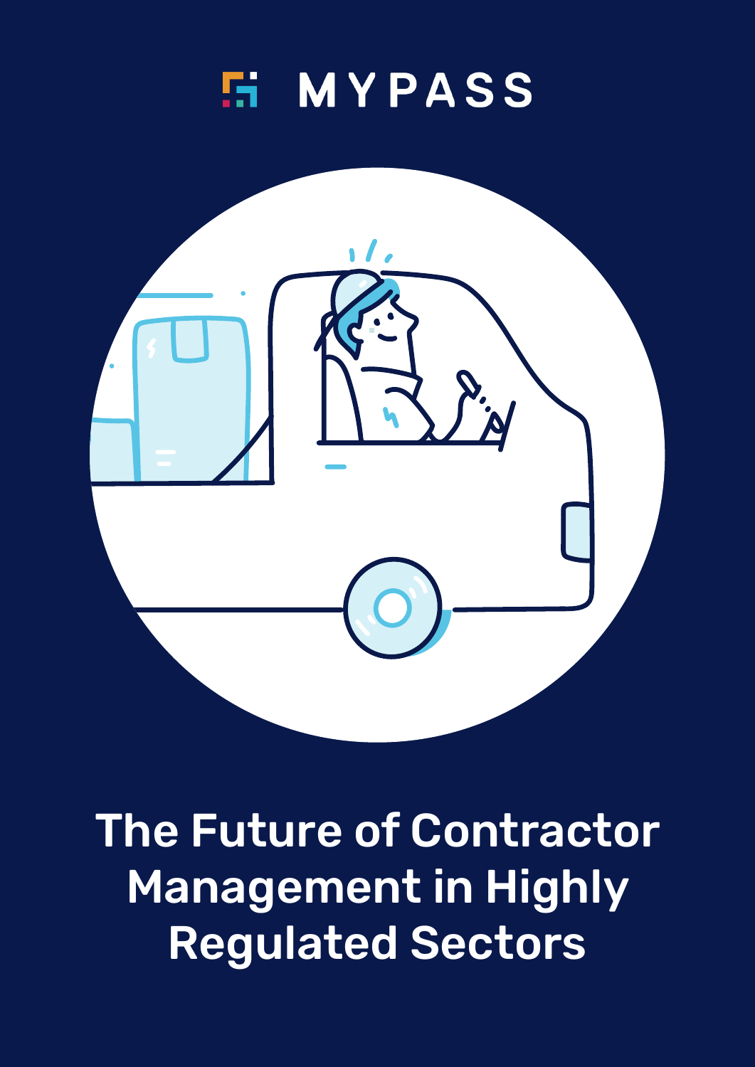MYPASS

# The Future of Contractor Management in Highly Regulated Sectors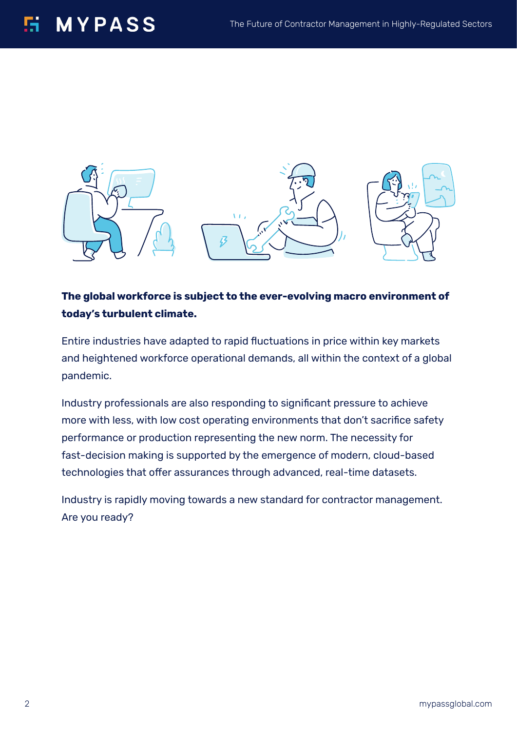**The global workforce is subject to the ever-evolving macro environment of today's turbulent climate.**

Entire industries have adapted to rapid fluctuations in price within key markets and heightened workforce operational demands, all within the context of a global pandemic.

Industry professionals are also responding to significant pressure to achieve more with less, with low cost operating environments that don't sacrifice safety performance or production representing the new norm. The necessity for fast-decision making is supported by the emergence of modern, cloud-based technologies that offer assurances through advanced, real-time datasets.

Industry is rapidly moving towards a new standard for contractor management. Are you ready?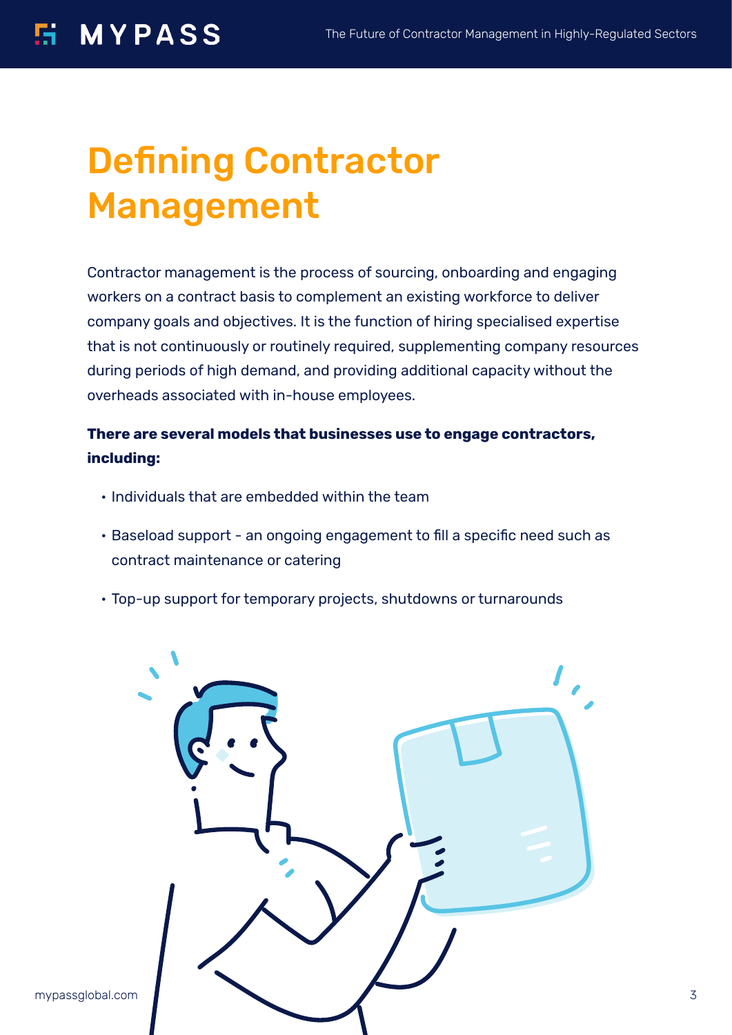# Defining Contractor Management

Contractor management is the process of sourcing, onboarding and engaging workers on a contract basis to complement an existing workforce to deliver company goals and objectives. It is the function of hiring specialised expertise that is not continuously or routinely required, supplementing company resources during periods of high demand, and providing additional capacity without the overheads associated with in-house employees.

**There are several models that businesses use to engage contractors, including:**

- Individuals that are embedded within the team
- Baseload support - an ongoing engagement to fill a specific need such as contract maintenance or catering
- Top-up support for temporary projects, shutdowns or turnarounds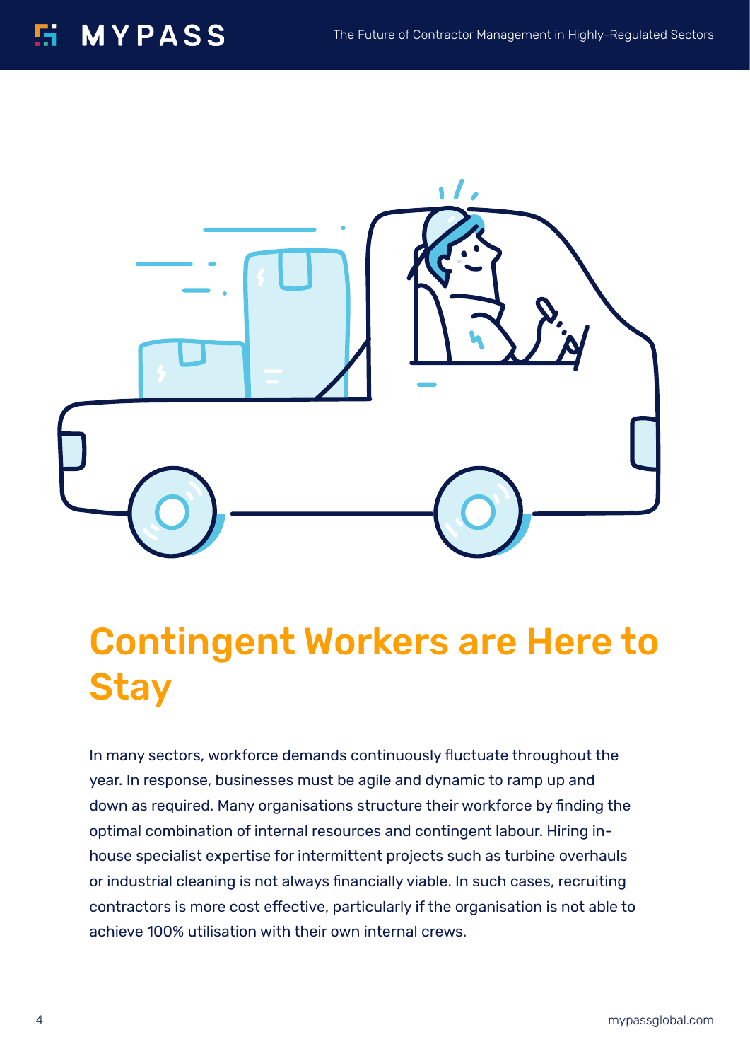# Contingent Workers are Here to Stay

In many sectors, workforce demands continuously fluctuate throughout the year. In response, businesses must be agile and dynamic to ramp up and down as required. Many organisations structure their workforce by finding the optimal combination of internal resources and contingent labour. Hiring in-house specialist expertise for intermittent projects such as turbine overhauls or industrial cleaning is not always financially viable. In such cases, recruiting contractors is more cost effective, particularly if the organisation is not able to achieve 100% utilisation with their own internal crews.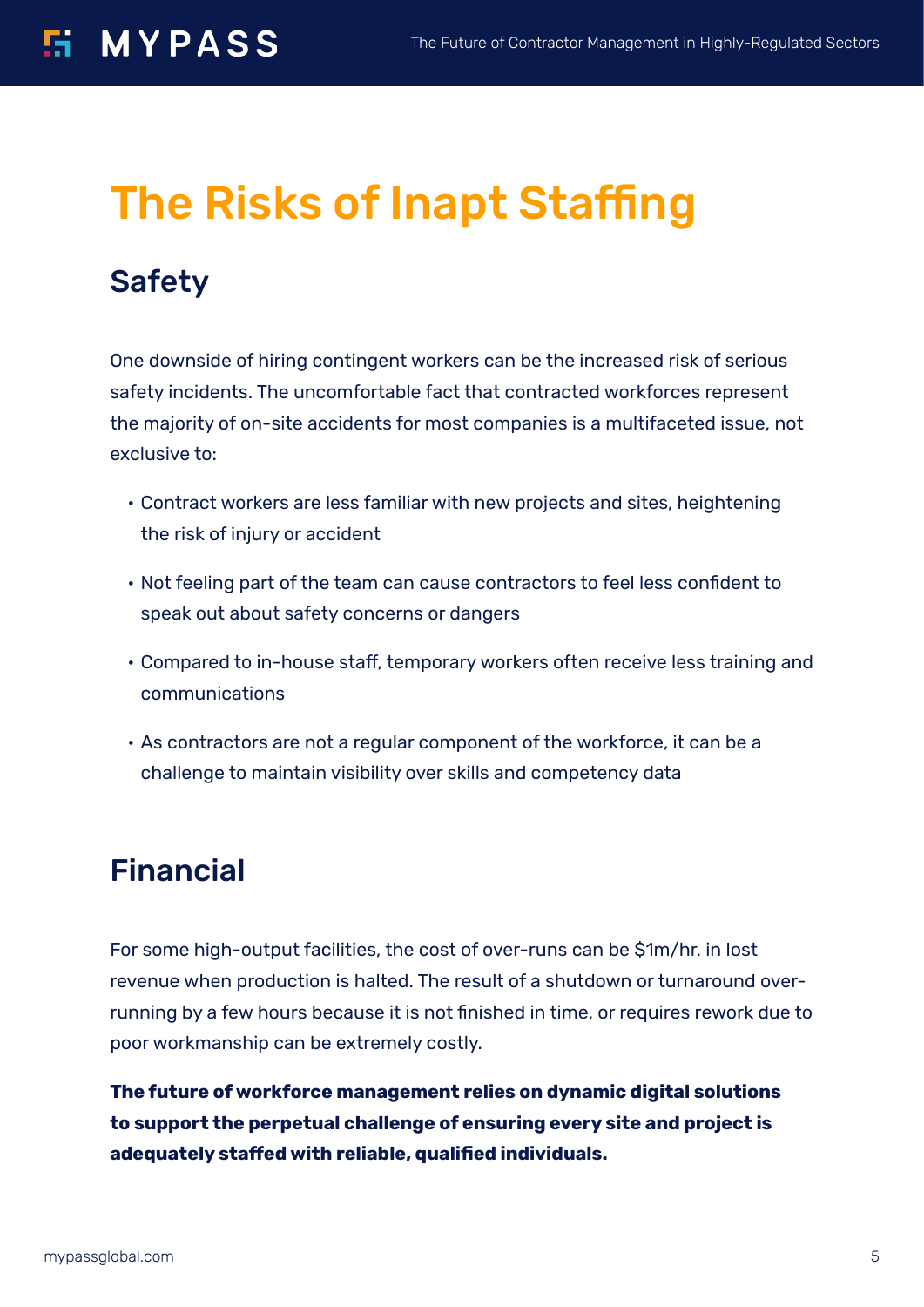# The Risks of Inapt Staffing

## Safety

One downside of hiring contingent workers can be the increased risk of serious safety incidents. The uncomfortable fact that contracted workforces represent the majority of on-site accidents for most companies is a multifaceted issue, not exclusive to:

- Contract workers are less familiar with new projects and sites, heightening the risk of injury or accident
- Not feeling part of the team can cause contractors to feel less confident to speak out about safety concerns or dangers
- Compared to in-house staff, temporary workers often receive less training and communications
- As contractors are not a regular component of the workforce, it can be a challenge to maintain visibility over skills and competency data

## Financial

For some high-output facilities, the cost of over-runs can be $1m/hr. in lost revenue when production is halted. The result of a shutdown or turnaround over-running by a few hours because it is not finished in time, or requires rework due to poor workmanship can be extremely costly.

**The future of workforce management relies on dynamic digital solutions to support the perpetual challenge of ensuring every site and project is adequately staffed with reliable, qualified individuals.**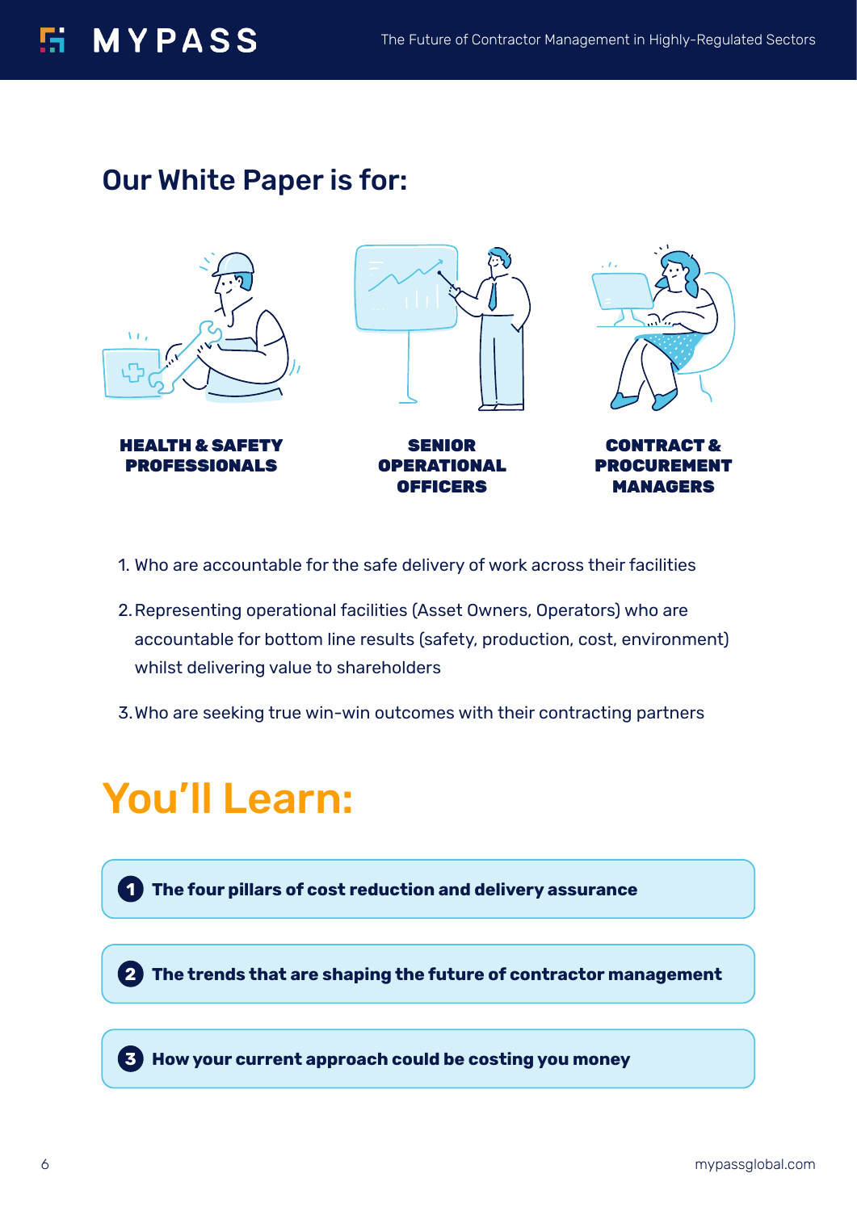## Our White Paper is for:

**HEALTH & SAFETY PROFESSIONALS**

**SENIOR OPERATIONAL OFFICERS**

**CONTRACT & PROCUREMENT MANAGERS**

1. Who are accountable for the safe delivery of work across their facilities
2. Representing operational facilities (Asset Owners, Operators) who are accountable for bottom line results (safety, production, cost, environment) whilst delivering value to shareholders
3. Who are seeking true win-win outcomes with their contracting partners

# You'll Learn:

1. **The four pillars of cost reduction and delivery assurance**
2. **The trends that are shaping the future of contractor management**
3. **How your current approach could be costing you money**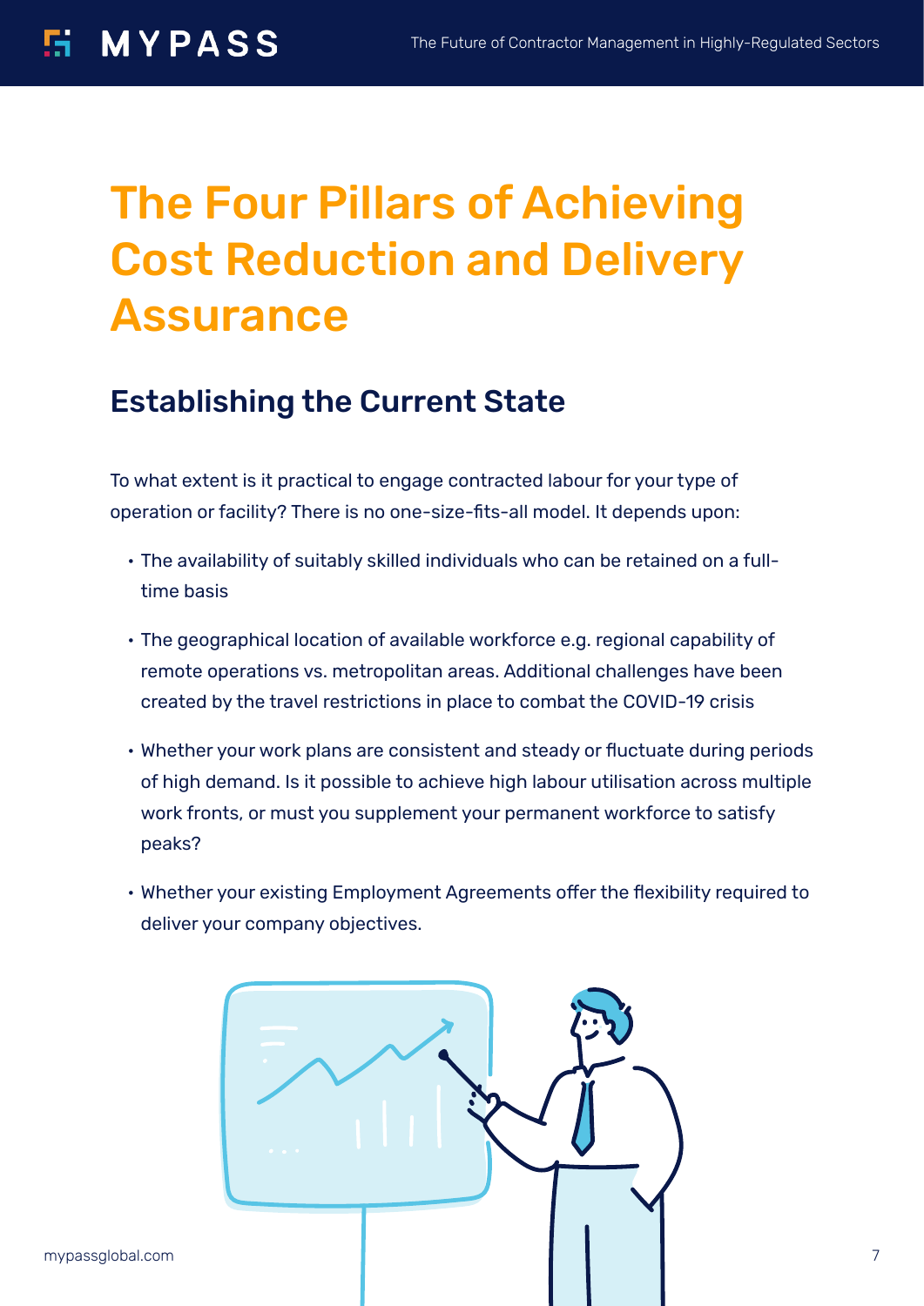# The Four Pillars of Achieving Cost Reduction and Delivery Assurance

## Establishing the Current State

To what extent is it practical to engage contracted labour for your type of operation or facility? There is no one-size-fits-all model. It depends upon:

- The availability of suitably skilled individuals who can be retained on a full-time basis
- The geographical location of available workforce e.g. regional capability of remote operations vs. metropolitan areas. Additional challenges have been created by the travel restrictions in place to combat the COVID-19 crisis
- Whether your work plans are consistent and steady or fluctuate during periods of high demand. Is it possible to achieve high labour utilisation across multiple work fronts, or must you supplement your permanent workforce to satisfy peaks?
- Whether your existing Employment Agreements offer the flexibility required to deliver your company objectives.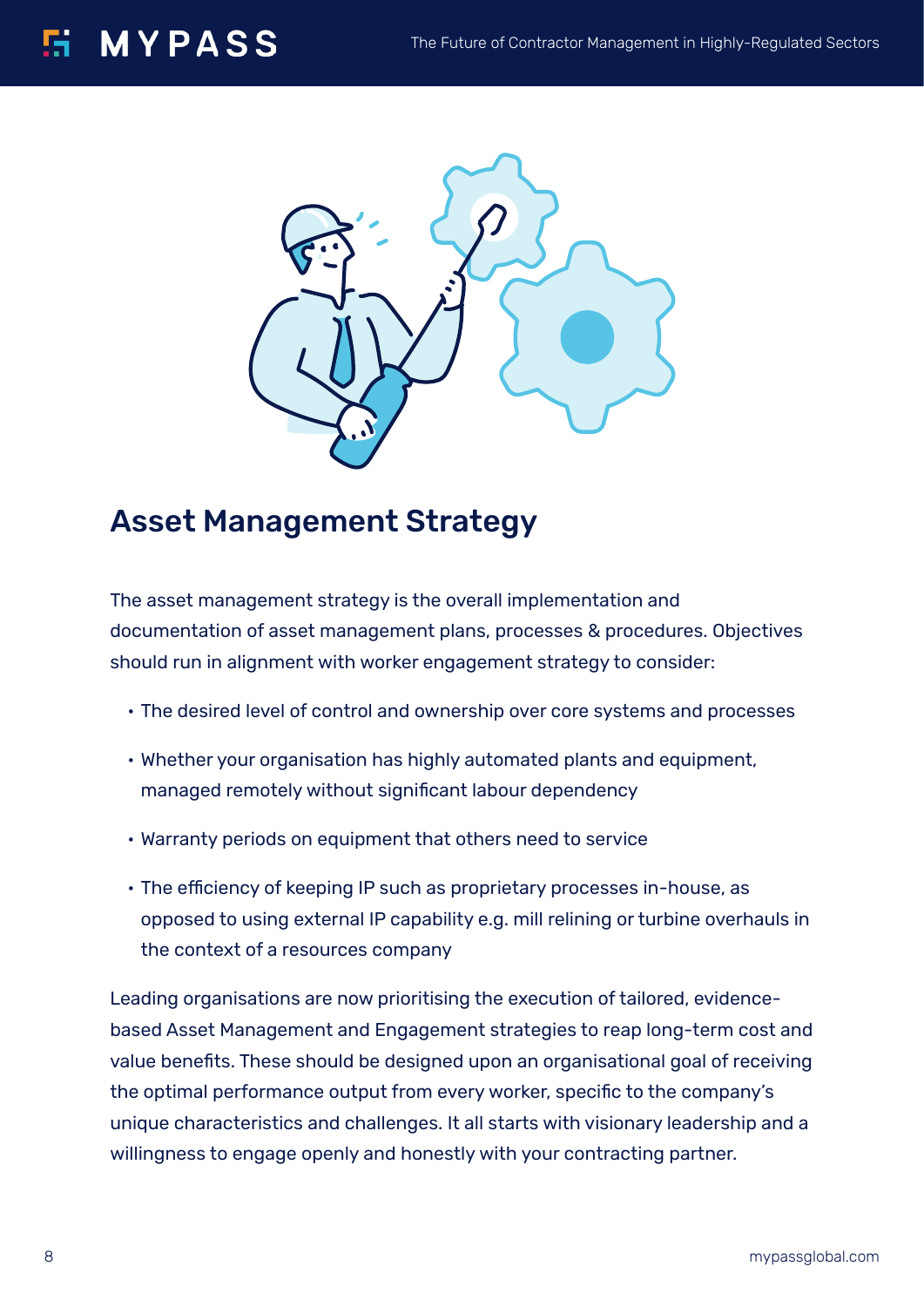## Asset Management Strategy

The asset management strategy is the overall implementation and documentation of asset management plans, processes & procedures. Objectives should run in alignment with worker engagement strategy to consider:

- The desired level of control and ownership over core systems and processes
- Whether your organisation has highly automated plants and equipment, managed remotely without significant labour dependency
- Warranty periods on equipment that others need to service
- The efficiency of keeping IP such as proprietary processes in-house, as opposed to using external IP capability e.g. mill relining or turbine overhauls in the context of a resources company

Leading organisations are now prioritising the execution of tailored, evidence-based Asset Management and Engagement strategies to reap long-term cost and value benefits. These should be designed upon an organisational goal of receiving the optimal performance output from every worker, specific to the company's unique characteristics and challenges. It all starts with visionary leadership and a willingness to engage openly and honestly with your contracting partner.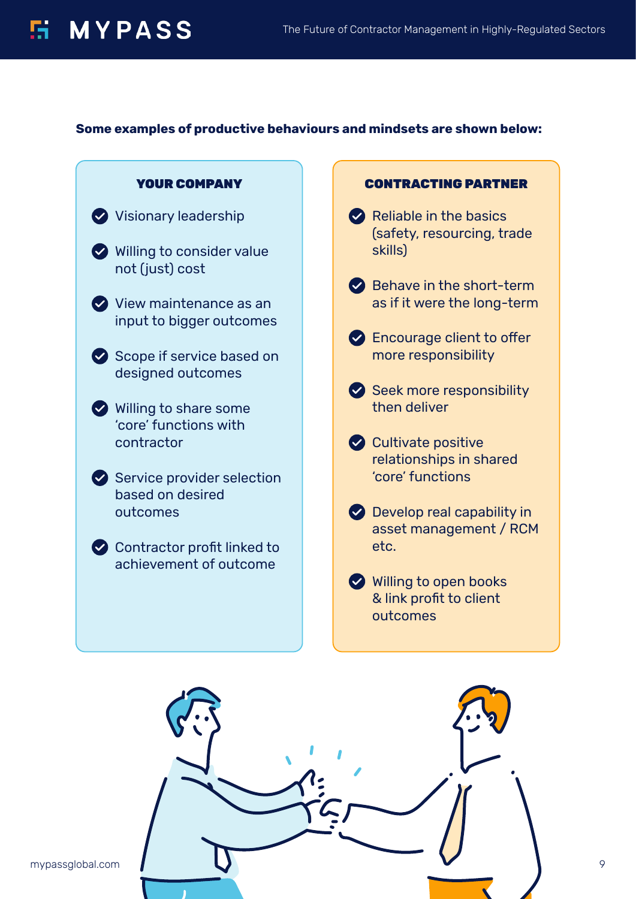**Some examples of productive behaviours and mindsets are shown below:**

### YOUR COMPANY

- Visionary leadership
- Willing to consider value not (just) cost
- View maintenance as an input to bigger outcomes
- Scope if service based on designed outcomes
- Willing to share some 'core' functions with contractor
- Service provider selection based on desired outcomes
- Contractor profit linked to achievement of outcome

### CONTRACTING PARTNER

- Reliable in the basics (safety, resourcing, trade skills)
- Behave in the short-term as if it were the long-term
- Encourage client to offer more responsibility
- Seek more responsibility then deliver
- Cultivate positive relationships in shared 'core' functions
- Develop real capability in asset management / RCM etc.
- Willing to open books & link profit to client outcomes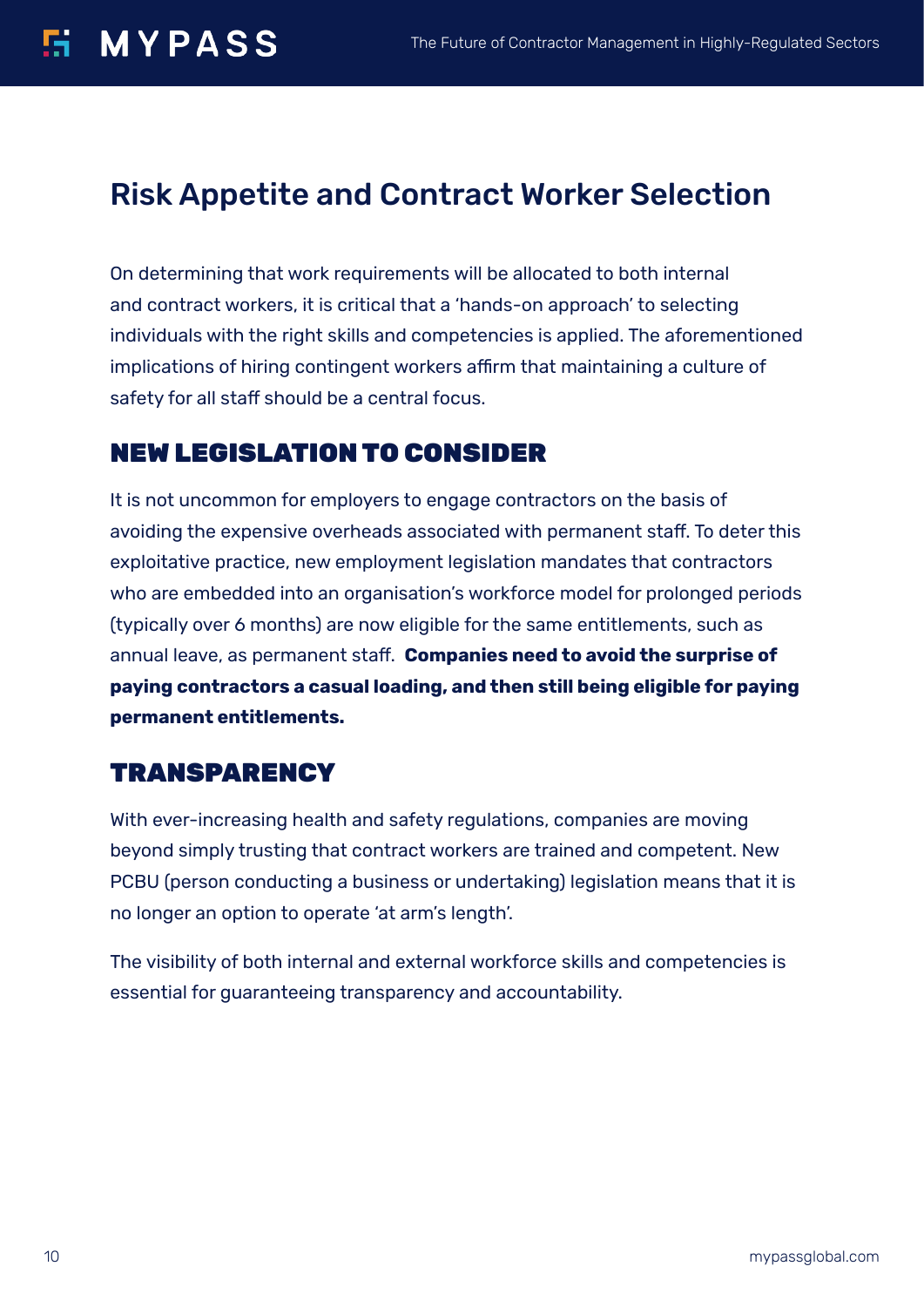# Risk Appetite and Contract Worker Selection

On determining that work requirements will be allocated to both internal and contract workers, it is critical that a 'hands-on approach' to selecting individuals with the right skills and competencies is applied. The aforementioned implications of hiring contingent workers affirm that maintaining a culture of safety for all staff should be a central focus.

## NEW LEGISLATION TO CONSIDER

It is not uncommon for employers to engage contractors on the basis of avoiding the expensive overheads associated with permanent staff. To deter this exploitative practice, new employment legislation mandates that contractors who are embedded into an organisation's workforce model for prolonged periods (typically over 6 months) are now eligible for the same entitlements, such as annual leave, as permanent staff. **Companies need to avoid the surprise of paying contractors a casual loading, and then still being eligible for paying permanent entitlements.**

## TRANSPARENCY

With ever-increasing health and safety regulations, companies are moving beyond simply trusting that contract workers are trained and competent. New PCBU (person conducting a business or undertaking) legislation means that it is no longer an option to operate 'at arm's length'.

The visibility of both internal and external workforce skills and competencies is essential for guaranteeing transparency and accountability.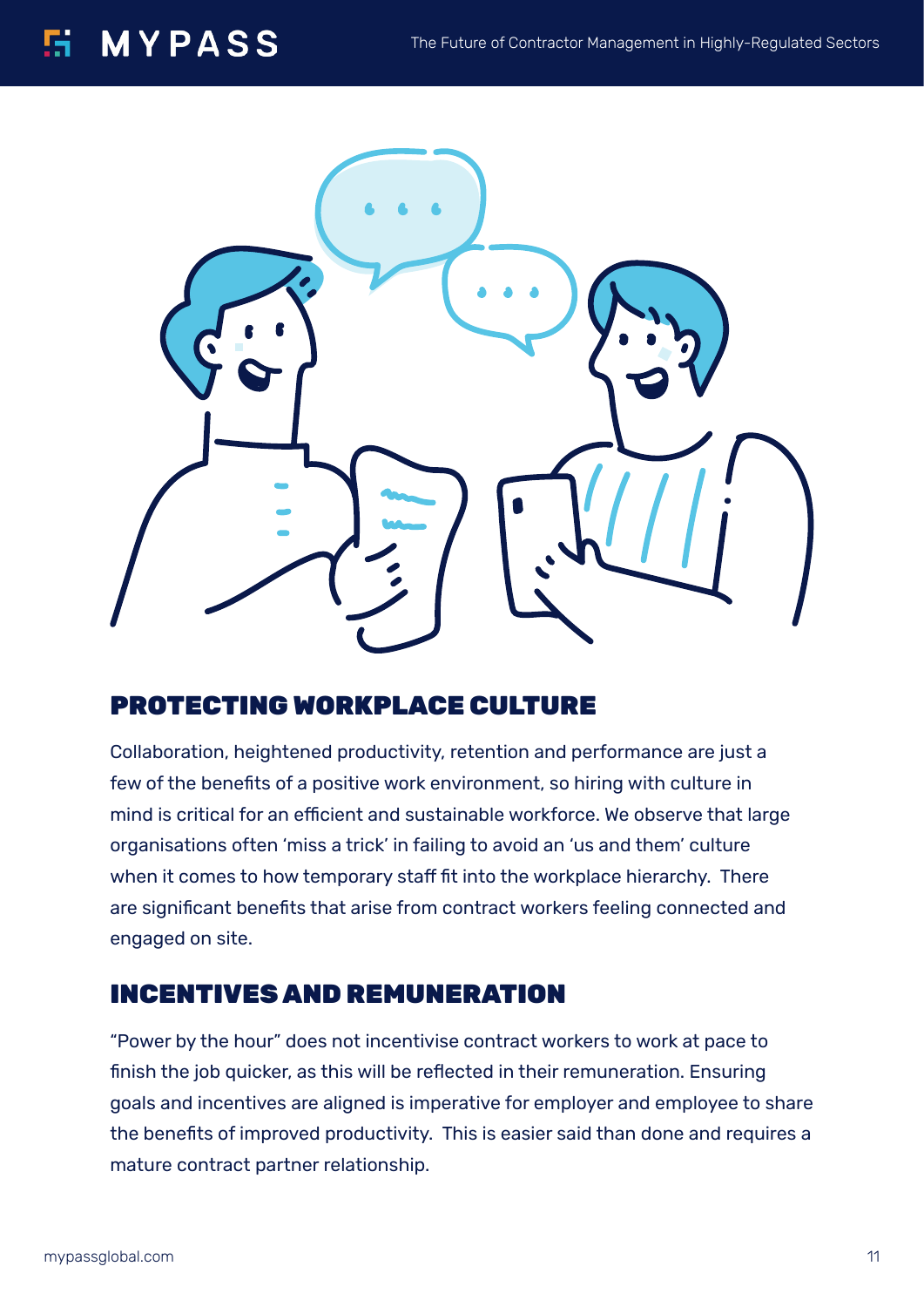## PROTECTING WORKPLACE CULTURE

Collaboration, heightened productivity, retention and performance are just a few of the benefits of a positive work environment, so hiring with culture in mind is critical for an efficient and sustainable workforce. We observe that large organisations often 'miss a trick' in failing to avoid an 'us and them' culture when it comes to how temporary staff fit into the workplace hierarchy. There are significant benefits that arise from contract workers feeling connected and engaged on site.

## INCENTIVES AND REMUNERATION

"Power by the hour" does not incentivise contract workers to work at pace to finish the job quicker, as this will be reflected in their remuneration. Ensuring goals and incentives are aligned is imperative for employer and employee to share the benefits of improved productivity. This is easier said than done and requires a mature contract partner relationship.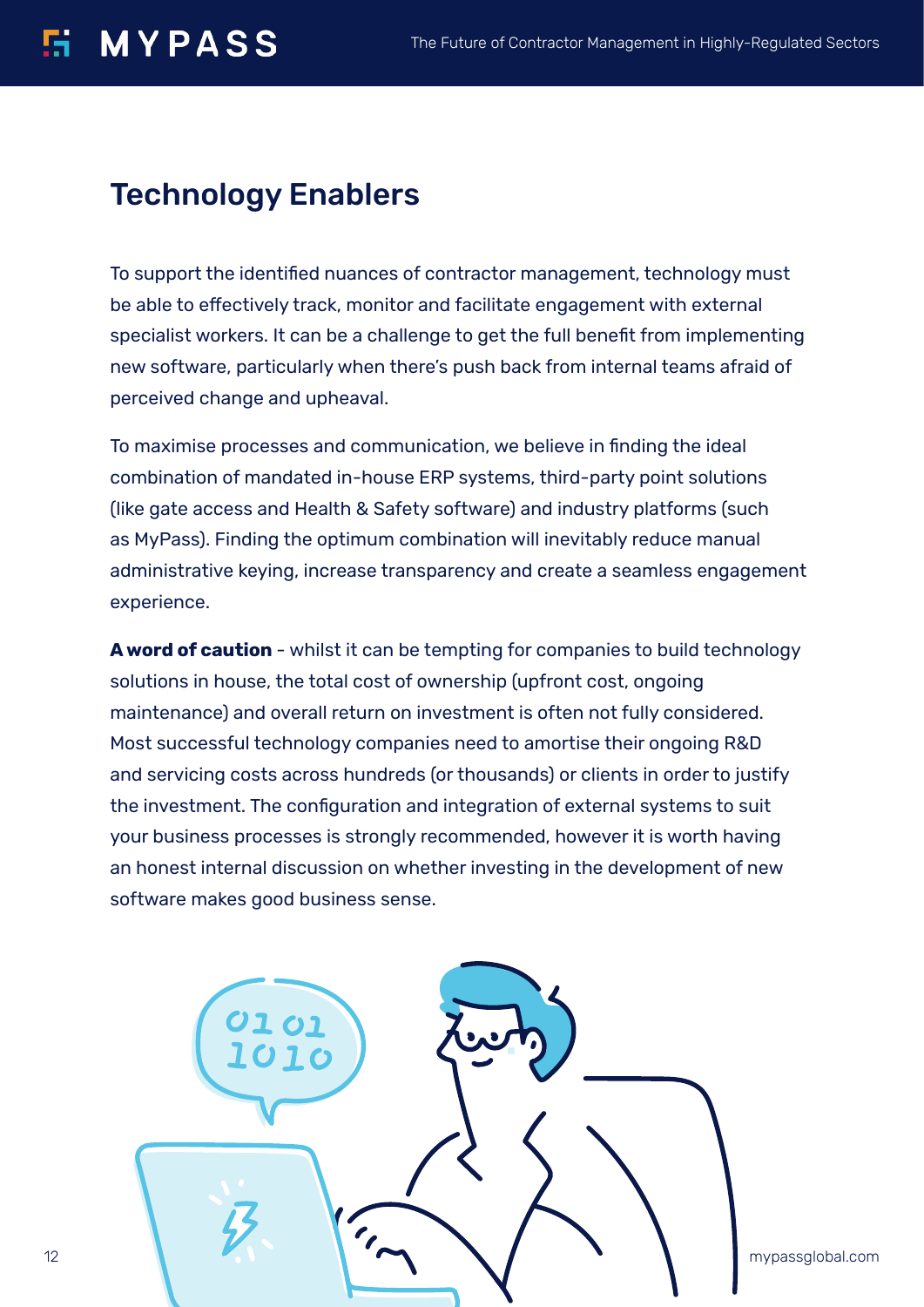## Technology Enablers

To support the identified nuances of contractor management, technology must be able to effectively track, monitor and facilitate engagement with external specialist workers. It can be a challenge to get the full benefit from implementing new software, particularly when there's push back from internal teams afraid of perceived change and upheaval.

To maximise processes and communication, we believe in finding the ideal combination of mandated in-house ERP systems, third-party point solutions (like gate access and Health & Safety software) and industry platforms (such as MyPass). Finding the optimum combination will inevitably reduce manual administrative keying, increase transparency and create a seamless engagement experience.

**A word of caution** - whilst it can be tempting for companies to build technology solutions in house, the total cost of ownership (upfront cost, ongoing maintenance) and overall return on investment is often not fully considered. Most successful technology companies need to amortise their ongoing R&D and servicing costs across hundreds (or thousands) or clients in order to justify the investment. The configuration and integration of external systems to suit your business processes is strongly recommended, however it is worth having an honest internal discussion on whether investing in the development of new software makes good business sense.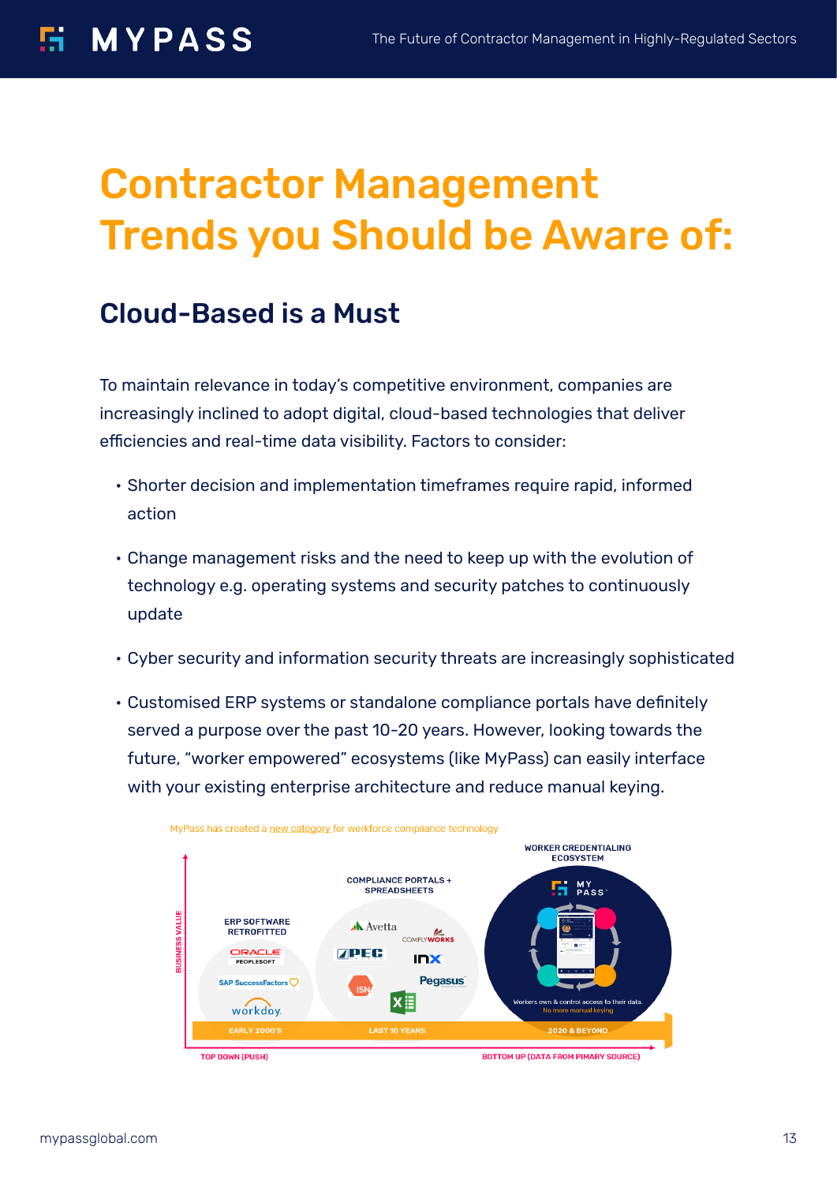# Contractor Management Trends you Should be Aware of:

## Cloud-Based is a Must

To maintain relevance in today's competitive environment, companies are increasingly inclined to adopt digital, cloud-based technologies that deliver efficiencies and real-time data visibility. Factors to consider:

- Shorter decision and implementation timeframes require rapid, informed action
- Change management risks and the need to keep up with the evolution of technology e.g. operating systems and security patches to continuously update
- Cyber security and information security threats are increasingly sophisticated
- Customised ERP systems or standalone compliance portals have definitely served a purpose over the past 10-20 years. However, looking towards the future, "worker empowered" ecosystems (like MyPass) can easily interface with your existing enterprise architecture and reduce manual keying.

MyPass has created a new category for workforce compliance technology

BUSINESS VALUE

ERP SOFTWARE RETROFITTED — ORACLE PEOPLESOFT, SAP SuccessFactors, workday. — EARLY 2000'S

COMPLIANCE PORTALS + SPREADSHEETS — Avetta, COMPLYWORKS, PEC, INX, ISN, Pegasus — LAST 10 YEARS

WORKER CREDENTIALING ECOSYSTEM — MY PASS — Workers own & control access to their data. No more manual keying — 2020 & BEYOND

TOP DOWN (PUSH) → BOTTOM UP (DATA FROM PIMARY SOURCE)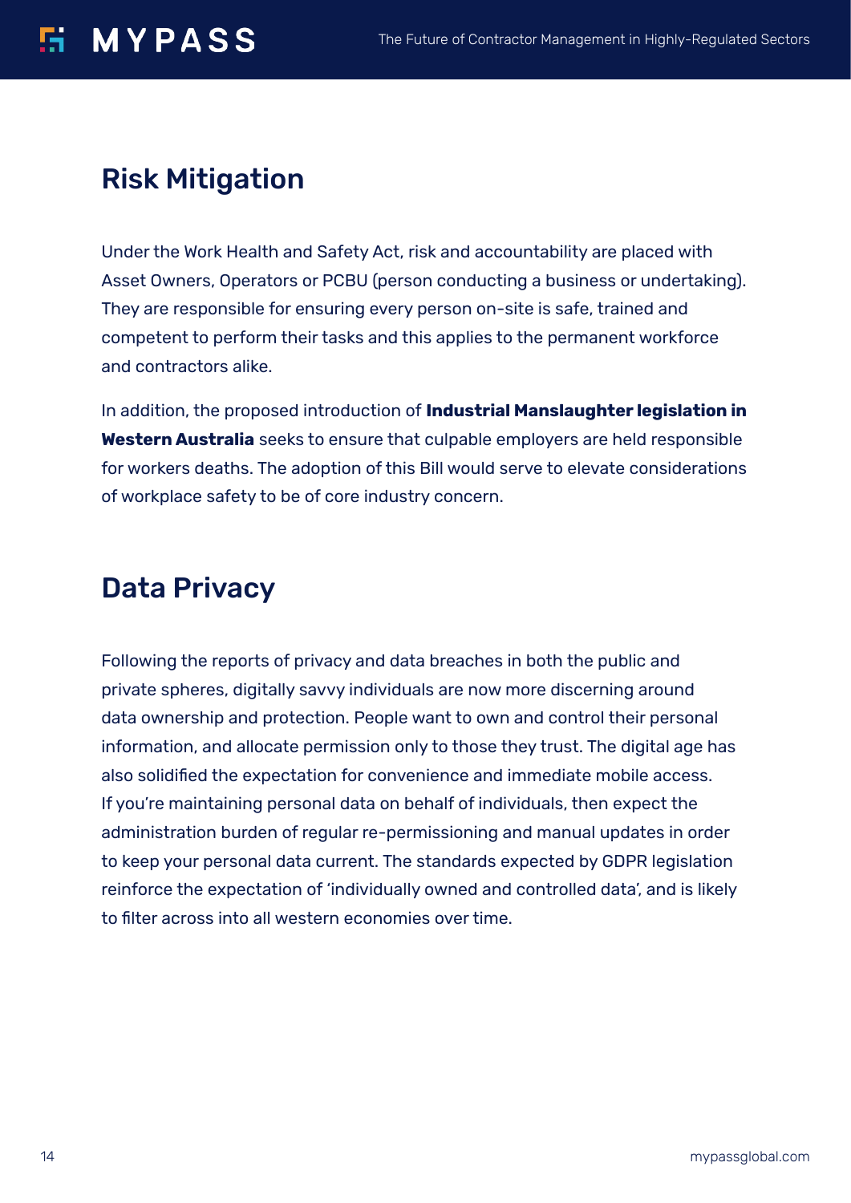## Risk Mitigation

Under the Work Health and Safety Act, risk and accountability are placed with Asset Owners, Operators or PCBU (person conducting a business or undertaking). They are responsible for ensuring every person on-site is safe, trained and competent to perform their tasks and this applies to the permanent workforce and contractors alike.

In addition, the proposed introduction of **Industrial Manslaughter legislation in Western Australia** seeks to ensure that culpable employers are held responsible for workers deaths. The adoption of this Bill would serve to elevate considerations of workplace safety to be of core industry concern.

## Data Privacy

Following the reports of privacy and data breaches in both the public and private spheres, digitally savvy individuals are now more discerning around data ownership and protection. People want to own and control their personal information, and allocate permission only to those they trust. The digital age has also solidified the expectation for convenience and immediate mobile access. If you're maintaining personal data on behalf of individuals, then expect the administration burden of regular re-permissioning and manual updates in order to keep your personal data current. The standards expected by GDPR legislation reinforce the expectation of 'individually owned and controlled data', and is likely to filter across into all western economies over time.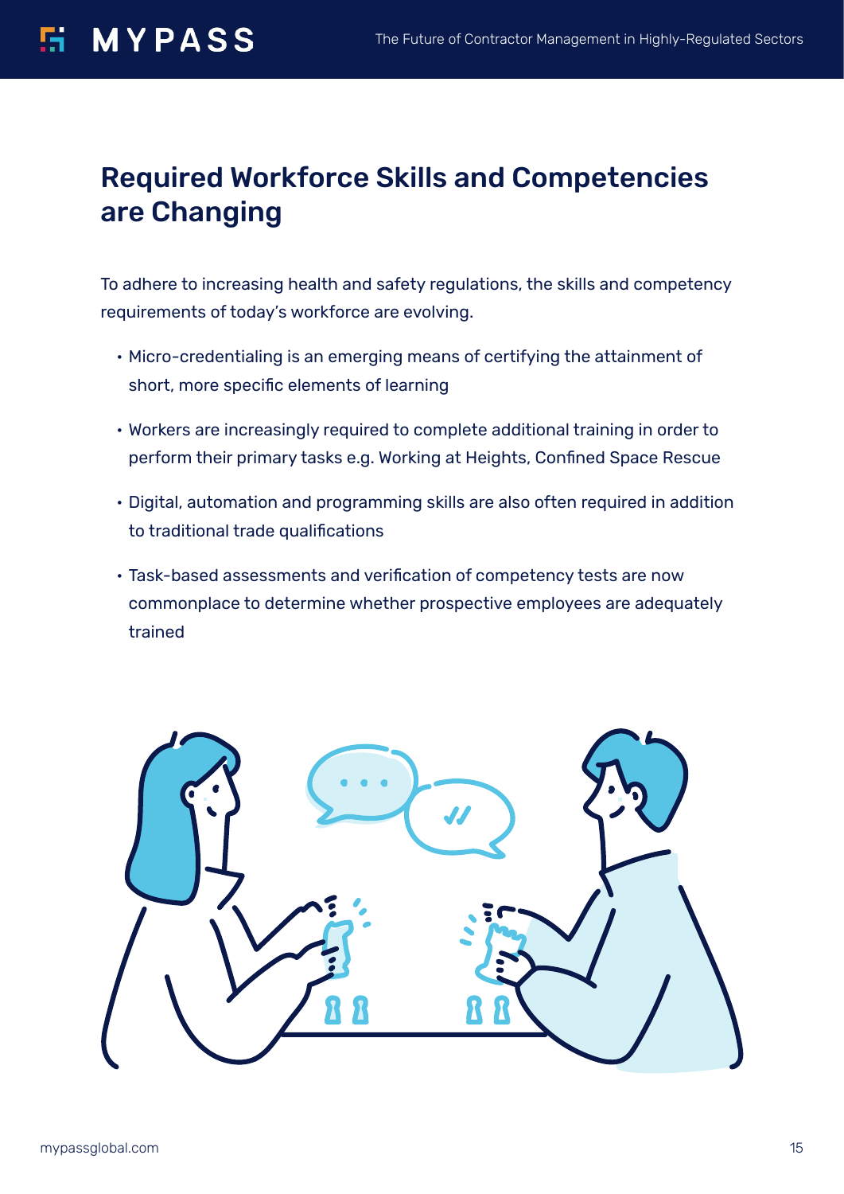## Required Workforce Skills and Competencies are Changing

To adhere to increasing health and safety regulations, the skills and competency requirements of today's workforce are evolving.

- Micro-credentialing is an emerging means of certifying the attainment of short, more specific elements of learning
- Workers are increasingly required to complete additional training in order to perform their primary tasks e.g. Working at Heights, Confined Space Rescue
- Digital, automation and programming skills are also often required in addition to traditional trade qualifications
- Task-based assessments and verification of competency tests are now commonplace to determine whether prospective employees are adequately trained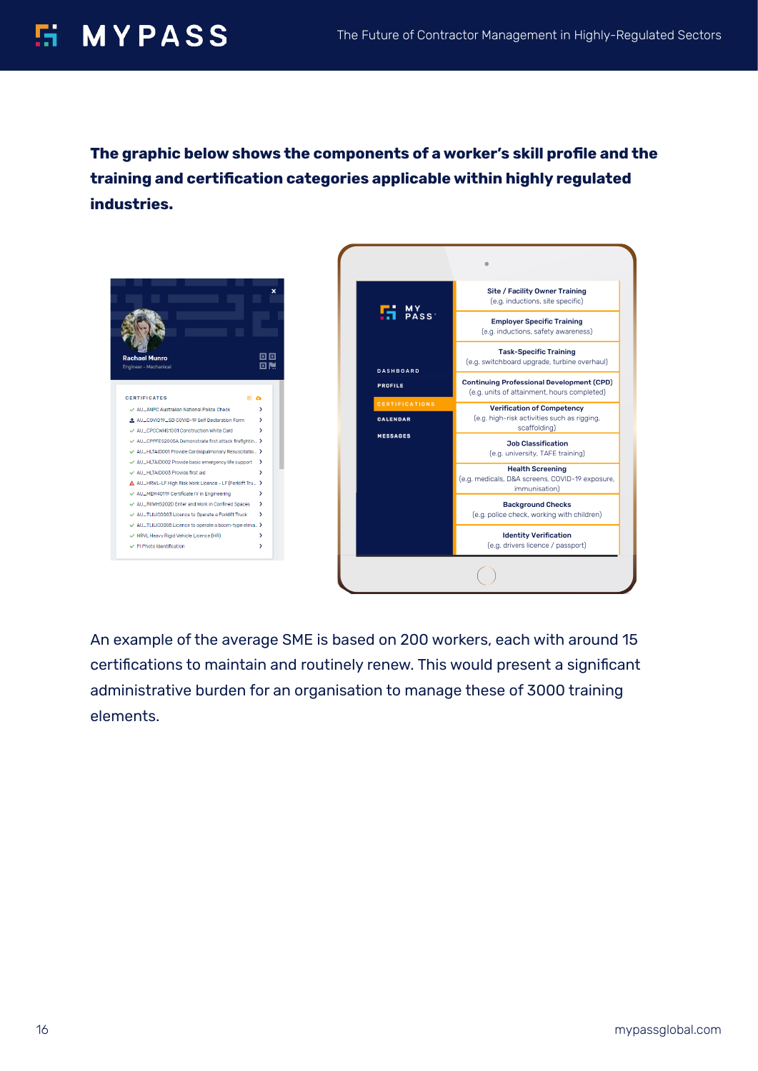**The graphic below shows the components of a worker's skill profile and the training and certification categories applicable within highly regulated industries.**

Rachael Munro
Engineer - Mechanical

CERTIFICATES

- AU_ANPC Australian National Police Check
- AU_COVID19_SD COVID-19 Self Declaration Form
- AU_CPCCWHS1001 Construction White Card
- AU_CPPFES2005A Demonstrate first attack firefightin...
- AU_HLTAID001 Provide Cardiopulmonary Resuscitatio...
- AU_HLTAID002 Provide basic emergency life support
- AU_HLTAID003 Provide first aid
- AU_HRWL-LF High Risk Work Licence - LF (Forklift Tru...
- AU_MEM40119 Certificate IV in Engineering
- AU_RIIWHS202D Enter and Work in Confined Spaces
- AU_TLILIC0003 Licence to Operate a Forklift Truck
- AU_TLILIC0005 Licence to operate a boom-type eleva...
- HRVL Heavy Rigid Vehicle Licence (HR)
- PI Photo Identification

MY PASS

DASHBOARD
PROFILE
CERTIFICATIONS
CALENDAR
MESSAGES

- **Site / Facility Owner Training** (e.g. inductions, site specific)
- **Employer Specific Training** (e.g. inductions, safety awareness)
- **Task-Specific Training** (e.g. switchboard upgrade, turbine overhaul)
- **Continuing Professional Development (CPD)** (e.g. units of attainment, hours completed)
- **Verification of Competency** (e.g. high-risk activities such as rigging, scaffolding)
- **Job Classification** (e.g. university, TAFE training)
- **Health Screening** (e.g. medicals, D&A screens, COVID-19 exposure, immunisation)
- **Background Checks** (e.g. police check, working with children)
- **Identity Verification** (e.g. drivers licence / passport)

An example of the average SME is based on 200 workers, each with around 15 certifications to maintain and routinely renew. This would present a significant administrative burden for an organisation to manage these of 3000 training elements.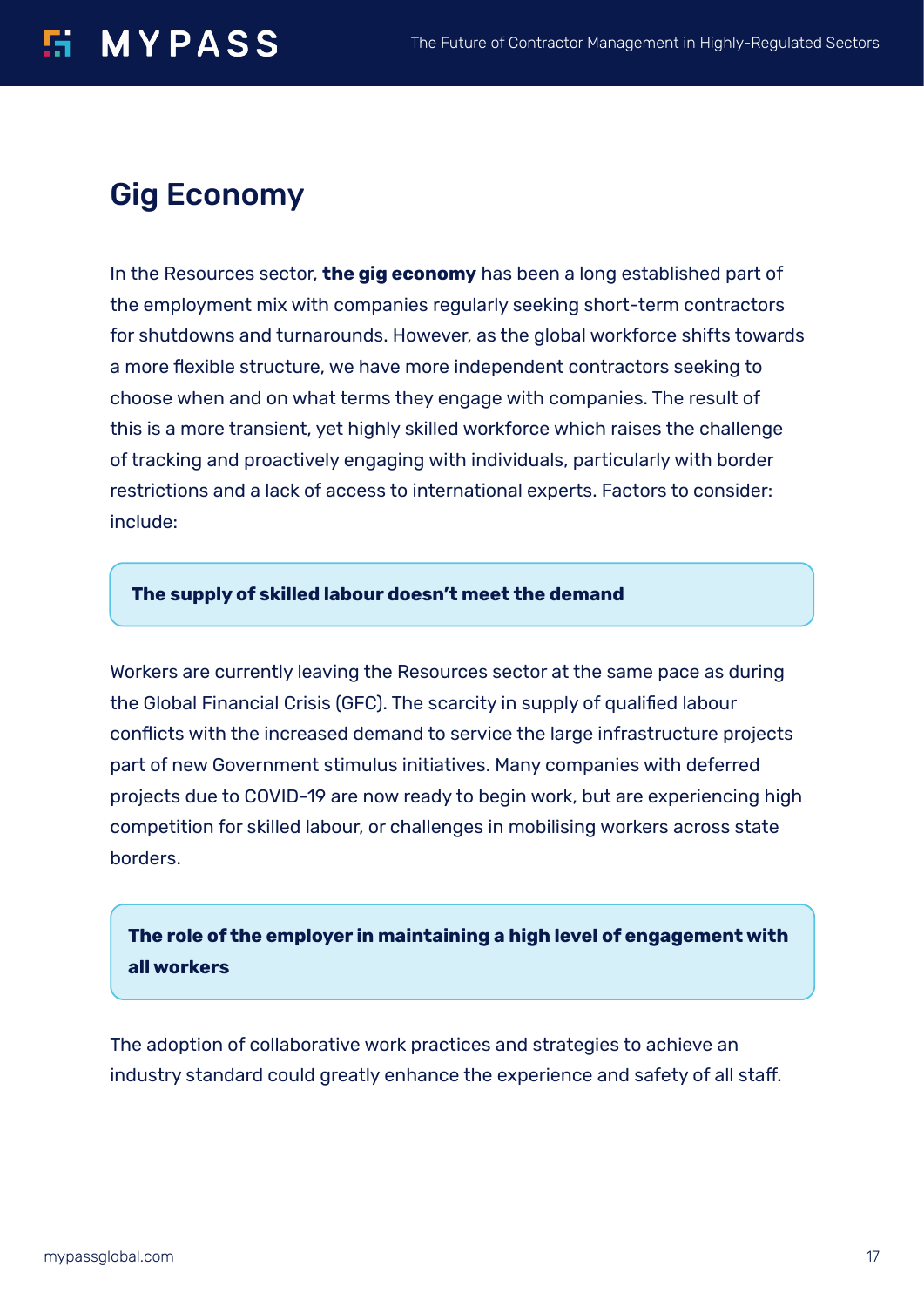## Gig Economy

In the Resources sector, **the gig economy** has been a long established part of the employment mix with companies regularly seeking short-term contractors for shutdowns and turnarounds. However, as the global workforce shifts towards a more flexible structure, we have more independent contractors seeking to choose when and on what terms they engage with companies. The result of this is a more transient, yet highly skilled workforce which raises the challenge of tracking and proactively engaging with individuals, particularly with border restrictions and a lack of access to international experts. Factors to consider: include:

**The supply of skilled labour doesn't meet the demand**

Workers are currently leaving the Resources sector at the same pace as during the Global Financial Crisis (GFC). The scarcity in supply of qualified labour conflicts with the increased demand to service the large infrastructure projects part of new Government stimulus initiatives. Many companies with deferred projects due to COVID-19 are now ready to begin work, but are experiencing high competition for skilled labour, or challenges in mobilising workers across state borders.

**The role of the employer in maintaining a high level of engagement with all workers**

The adoption of collaborative work practices and strategies to achieve an industry standard could greatly enhance the experience and safety of all staff.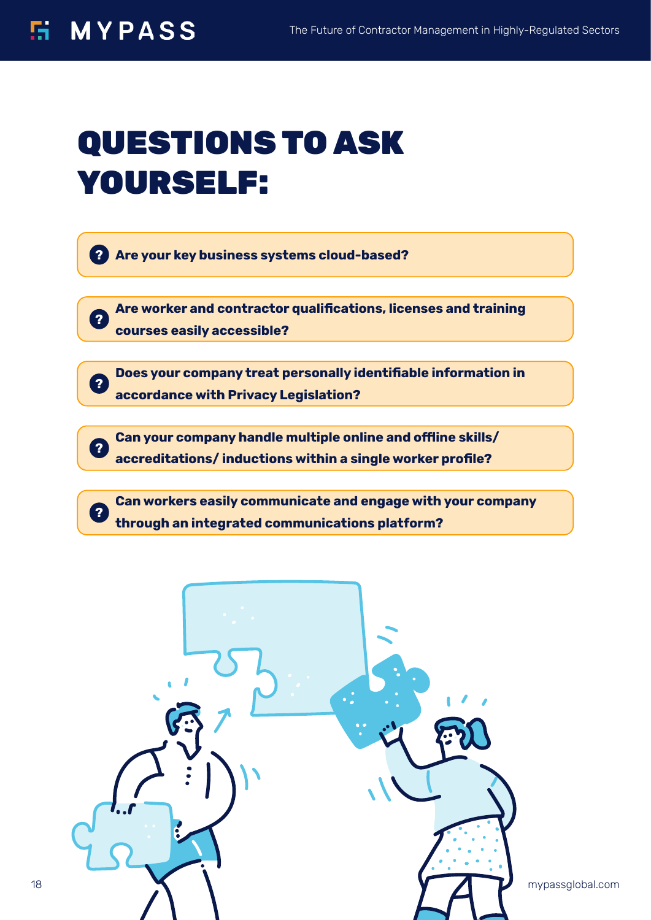# QUESTIONS TO ASK YOURSELF:

- **Are your key business systems cloud-based?**
- **Are worker and contractor qualifications, licenses and training courses easily accessible?**
- **Does your company treat personally identifiable information in accordance with Privacy Legislation?**
- **Can your company handle multiple online and offline skills/ accreditations/ inductions within a single worker profile?**
- **Can workers easily communicate and engage with your company through an integrated communications platform?**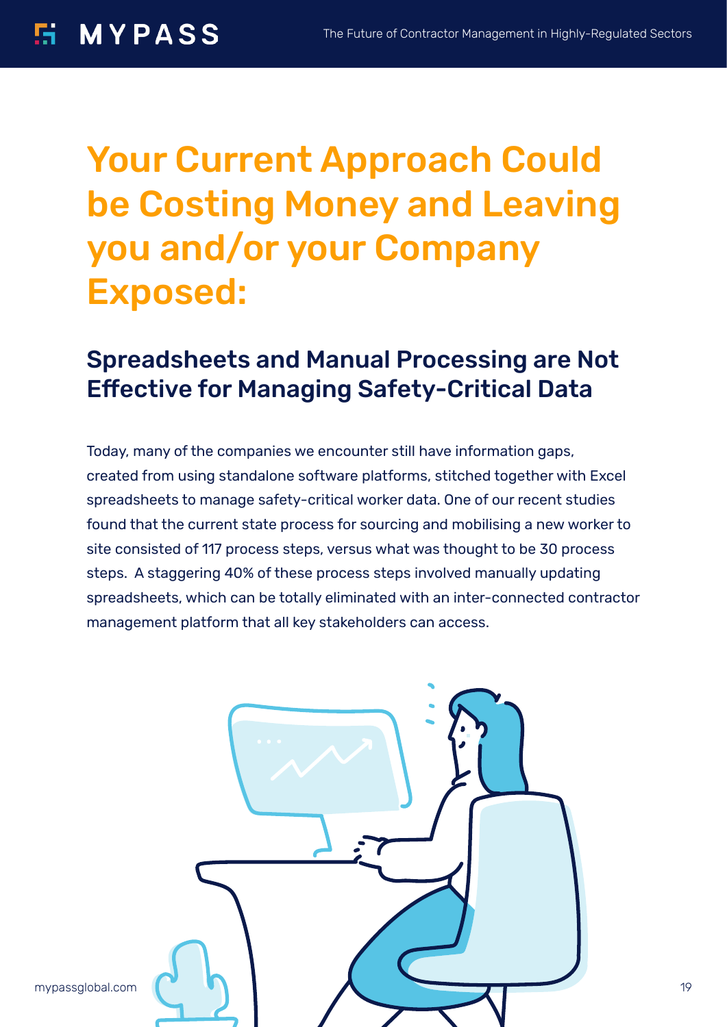# Your Current Approach Could be Costing Money and Leaving you and/or your Company Exposed:

## Spreadsheets and Manual Processing are Not Effective for Managing Safety-Critical Data

Today, many of the companies we encounter still have information gaps, created from using standalone software platforms, stitched together with Excel spreadsheets to manage safety-critical worker data. One of our recent studies found that the current state process for sourcing and mobilising a new worker to site consisted of 117 process steps, versus what was thought to be 30 process steps. A staggering 40% of these process steps involved manually updating spreadsheets, which can be totally eliminated with an inter-connected contractor management platform that all key stakeholders can access.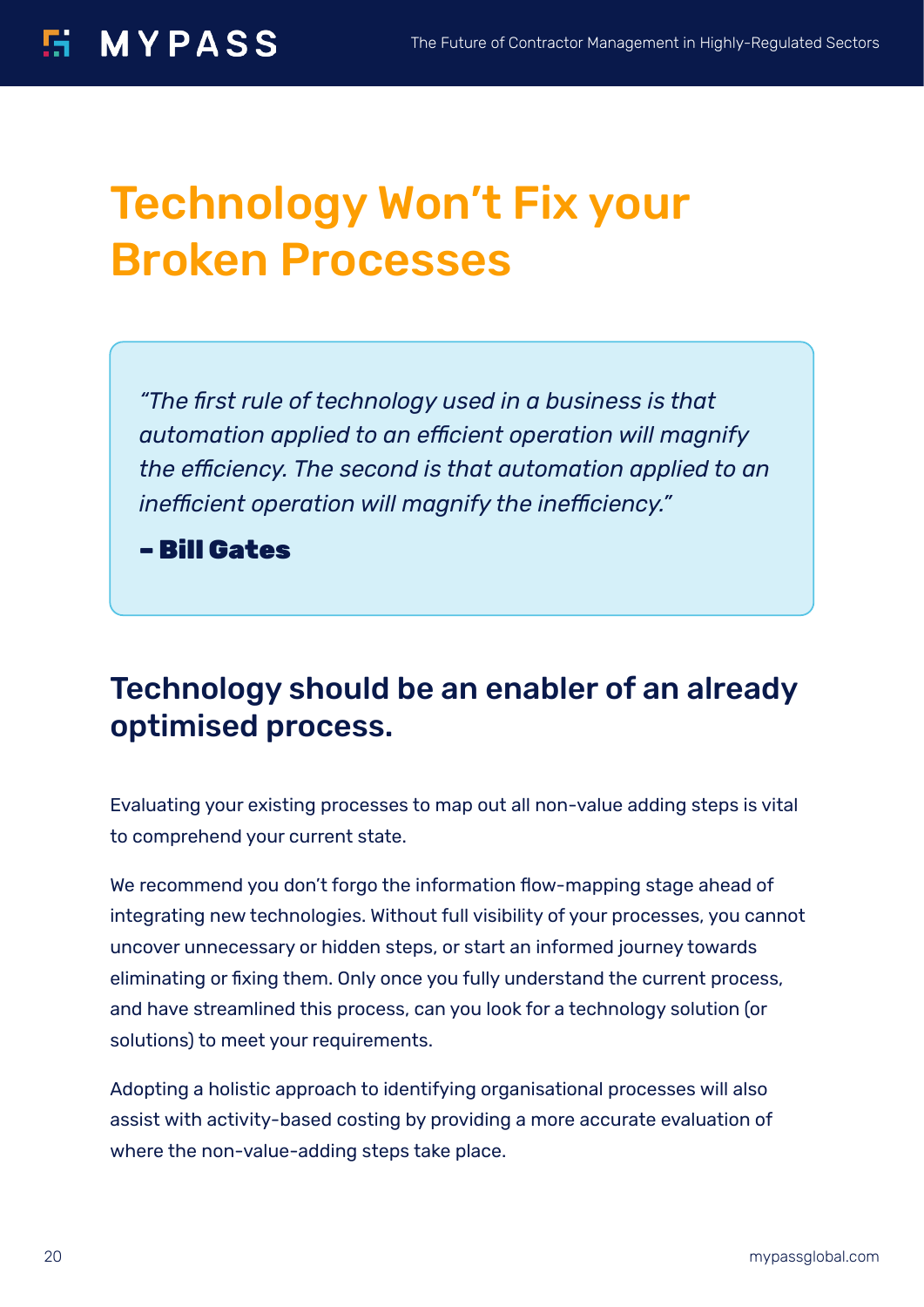# Technology Won't Fix your Broken Processes

> *"The first rule of technology used in a business is that automation applied to an efficient operation will magnify the efficiency. The second is that automation applied to an inefficient operation will magnify the inefficiency."*
>
> **– Bill Gates**

## Technology should be an enabler of an already optimised process.

Evaluating your existing processes to map out all non-value adding steps is vital to comprehend your current state.

We recommend you don't forgo the information flow-mapping stage ahead of integrating new technologies. Without full visibility of your processes, you cannot uncover unnecessary or hidden steps, or start an informed journey towards eliminating or fixing them. Only once you fully understand the current process, and have streamlined this process, can you look for a technology solution (or solutions) to meet your requirements.

Adopting a holistic approach to identifying organisational processes will also assist with activity-based costing by providing a more accurate evaluation of where the non-value-adding steps take place.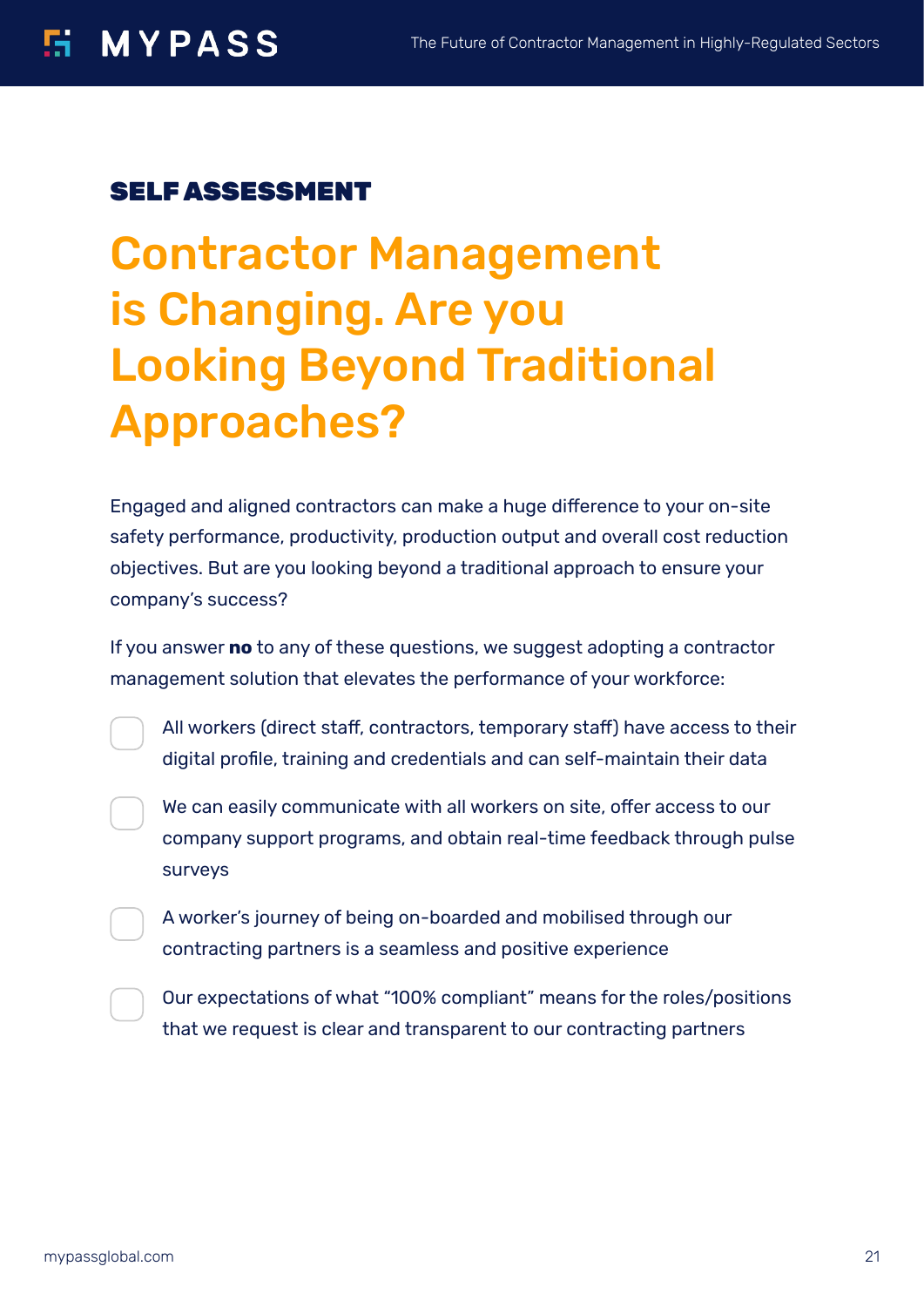## SELF ASSESSMENT

# Contractor Management is Changing. Are you Looking Beyond Traditional Approaches?

Engaged and aligned contractors can make a huge difference to your on-site safety performance, productivity, production output and overall cost reduction objectives. But are you looking beyond a traditional approach to ensure your company's success?

If you answer **no** to any of these questions, we suggest adopting a contractor management solution that elevates the performance of your workforce:

- [ ] All workers (direct staff, contractors, temporary staff) have access to their digital profile, training and credentials and can self-maintain their data
- [ ] We can easily communicate with all workers on site, offer access to our company support programs, and obtain real-time feedback through pulse surveys
- [ ] A worker's journey of being on-boarded and mobilised through our contracting partners is a seamless and positive experience
- [ ] Our expectations of what "100% compliant" means for the roles/positions that we request is clear and transparent to our contracting partners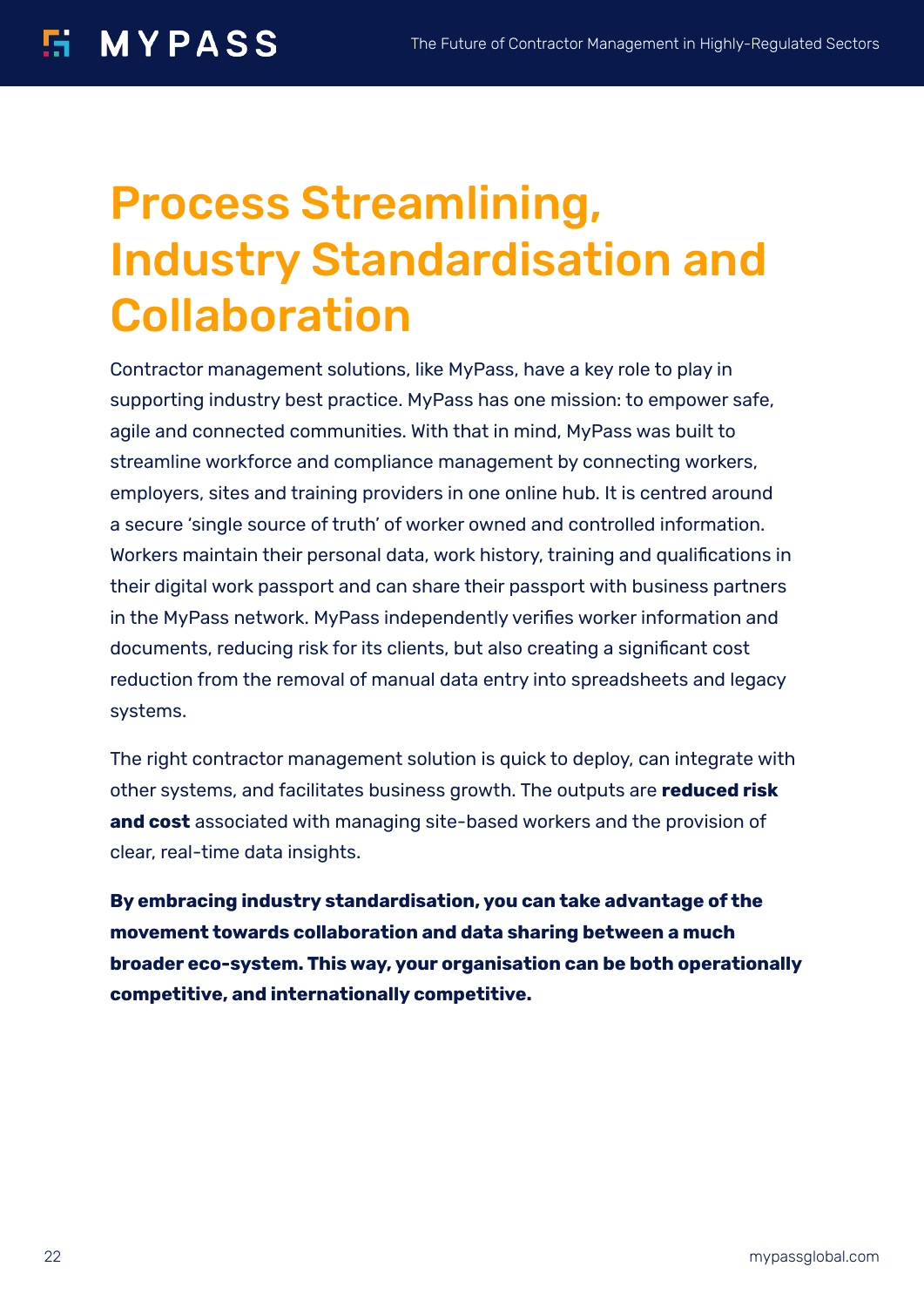# Process Streamlining, Industry Standardisation and Collaboration

Contractor management solutions, like MyPass, have a key role to play in supporting industry best practice. MyPass has one mission: to empower safe, agile and connected communities. With that in mind, MyPass was built to streamline workforce and compliance management by connecting workers, employers, sites and training providers in one online hub. It is centred around a secure 'single source of truth' of worker owned and controlled information. Workers maintain their personal data, work history, training and qualifications in their digital work passport and can share their passport with business partners in the MyPass network. MyPass independently verifies worker information and documents, reducing risk for its clients, but also creating a significant cost reduction from the removal of manual data entry into spreadsheets and legacy systems.

The right contractor management solution is quick to deploy, can integrate with other systems, and facilitates business growth. The outputs are **reduced risk and cost** associated with managing site-based workers and the provision of clear, real-time data insights.

**By embracing industry standardisation, you can take advantage of the movement towards collaboration and data sharing between a much broader eco-system. This way, your organisation can be both operationally competitive, and internationally competitive.**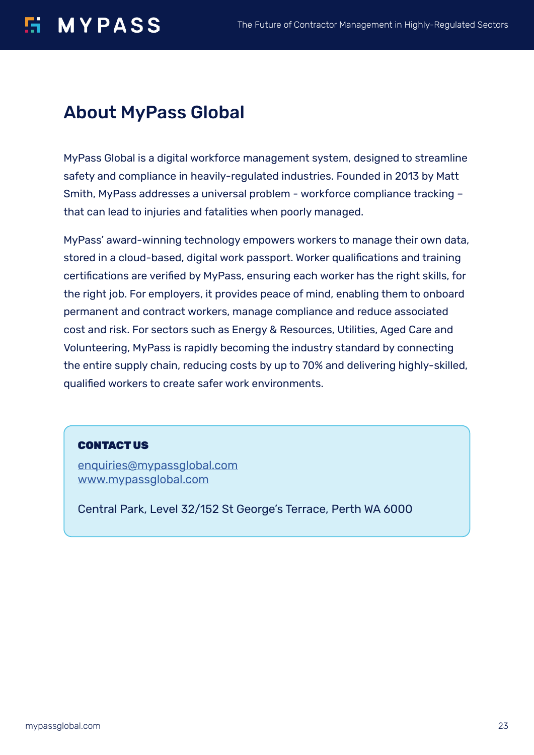## About MyPass Global

MyPass Global is a digital workforce management system, designed to streamline safety and compliance in heavily-regulated industries. Founded in 2013 by Matt Smith, MyPass addresses a universal problem - workforce compliance tracking – that can lead to injuries and fatalities when poorly managed.

MyPass' award-winning technology empowers workers to manage their own data, stored in a cloud-based, digital work passport. Worker qualifications and training certifications are verified by MyPass, ensuring each worker has the right skills, for the right job. For employers, it provides peace of mind, enabling them to onboard permanent and contract workers, manage compliance and reduce associated cost and risk. For sectors such as Energy & Resources, Utilities, Aged Care and Volunteering, MyPass is rapidly becoming the industry standard by connecting the entire supply chain, reducing costs by up to 70% and delivering highly-skilled, qualified workers to create safer work environments.

**CONTACT US**

enquiries@mypassglobal.com
www.mypassglobal.com

Central Park, Level 32/152 St George's Terrace, Perth WA 6000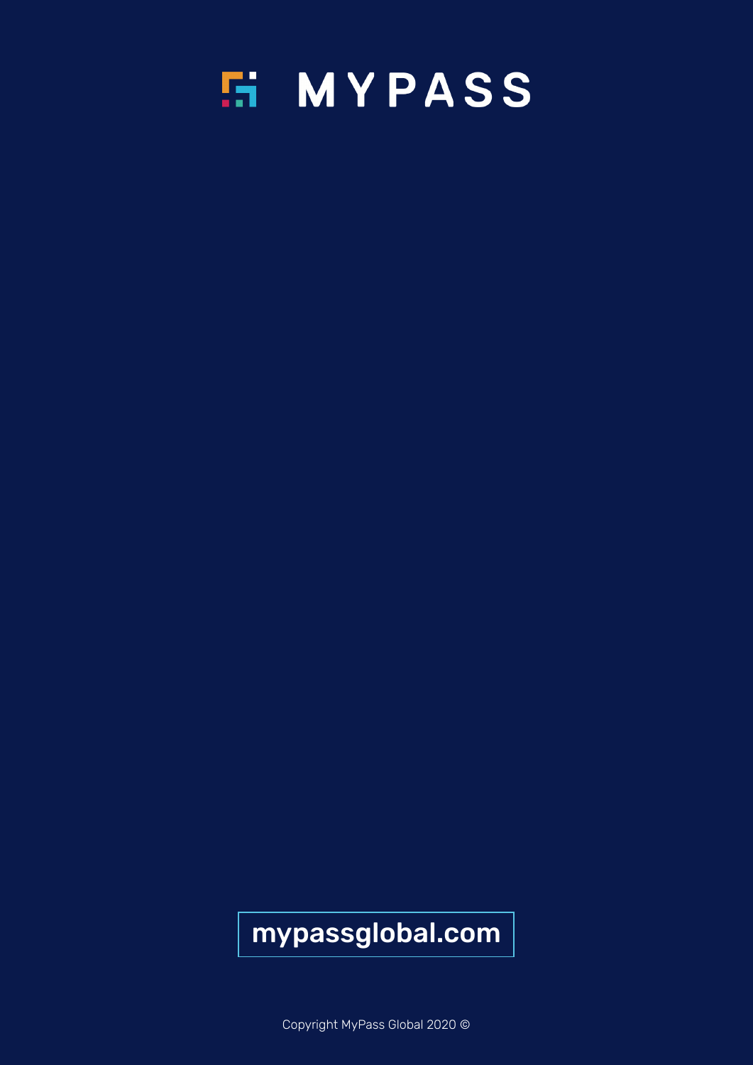# MYPASS

mypassglobal.com

Copyright MyPass Global 2020 ©